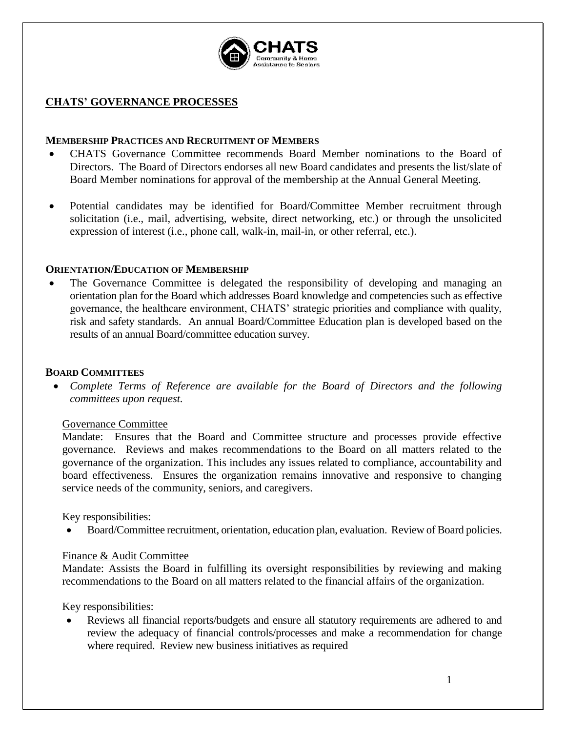CHATS
Community & Home Assistance to Seniors

# CHATS' GOVERNANCE PROCESSES

## MEMBERSHIP PRACTICES AND RECRUITMENT OF MEMBERS

- CHATS Governance Committee recommends Board Member nominations to the Board of Directors. The Board of Directors endorses all new Board candidates and presents the list/slate of Board Member nominations for approval of the membership at the Annual General Meeting.
- Potential candidates may be identified for Board/Committee Member recruitment through solicitation (i.e., mail, advertising, website, direct networking, etc.) or through the unsolicited expression of interest (i.e., phone call, walk-in, mail-in, or other referral, etc.).

## ORIENTATION/EDUCATION OF MEMBERSHIP

- The Governance Committee is delegated the responsibility of developing and managing an orientation plan for the Board which addresses Board knowledge and competencies such as effective governance, the healthcare environment, CHATS' strategic priorities and compliance with quality, risk and safety standards. An annual Board/Committee Education plan is developed based on the results of an annual Board/committee education survey.

## BOARD COMMITTEES

- *Complete Terms of Reference are available for the Board of Directors and the following committees upon request.*

### Governance Committee

Mandate: Ensures that the Board and Committee structure and processes provide effective governance. Reviews and makes recommendations to the Board on all matters related to the governance of the organization. This includes any issues related to compliance, accountability and board effectiveness. Ensures the organization remains innovative and responsive to changing service needs of the community, seniors, and caregivers.

Key responsibilities:

- Board/Committee recruitment, orientation, education plan, evaluation. Review of Board policies.

### Finance & Audit Committee

Mandate: Assists the Board in fulfilling its oversight responsibilities by reviewing and making recommendations to the Board on all matters related to the financial affairs of the organization.

Key responsibilities:

- Reviews all financial reports/budgets and ensure all statutory requirements are adhered to and review the adequacy of financial controls/processes and make a recommendation for change where required. Review new business initiatives as required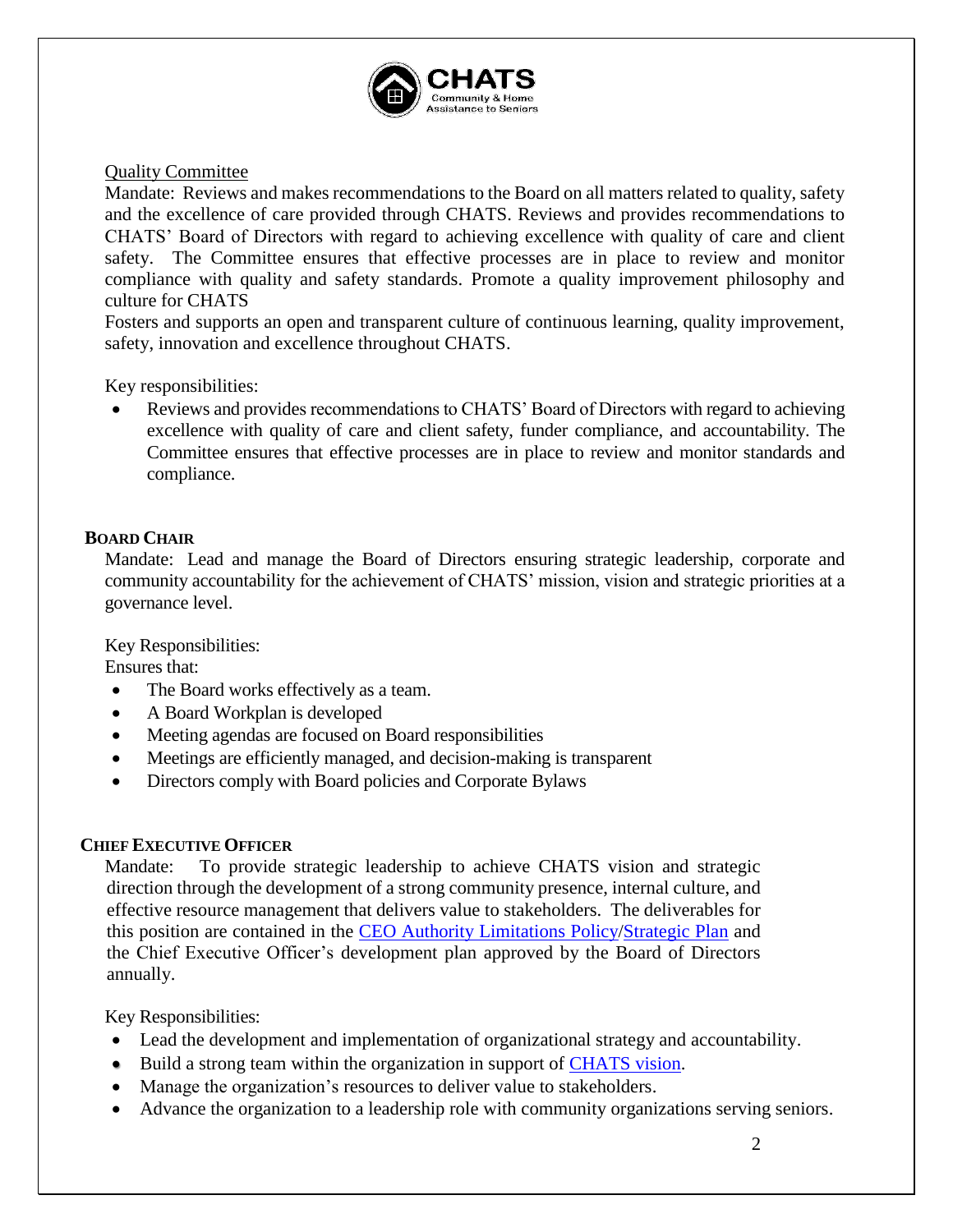Quality Committee

Mandate: Reviews and makes recommendations to the Board on all matters related to quality, safety and the excellence of care provided through CHATS. Reviews and provides recommendations to CHATS' Board of Directors with regard to achieving excellence with quality of care and client safety. The Committee ensures that effective processes are in place to review and monitor compliance with quality and safety standards. Promote a quality improvement philosophy and culture for CHATS

Fosters and supports an open and transparent culture of continuous learning, quality improvement, safety, innovation and excellence throughout CHATS.

Key responsibilities:

- Reviews and provides recommendations to CHATS' Board of Directors with regard to achieving excellence with quality of care and client safety, funder compliance, and accountability. The Committee ensures that effective processes are in place to review and monitor standards and compliance.

## BOARD CHAIR

Mandate: Lead and manage the Board of Directors ensuring strategic leadership, corporate and community accountability for the achievement of CHATS' mission, vision and strategic priorities at a governance level.

Key Responsibilities:

Ensures that:

- The Board works effectively as a team.
- A Board Workplan is developed
- Meeting agendas are focused on Board responsibilities
- Meetings are efficiently managed, and decision-making is transparent
- Directors comply with Board policies and Corporate Bylaws

## CHIEF EXECUTIVE OFFICER

Mandate: To provide strategic leadership to achieve CHATS vision and strategic direction through the development of a strong community presence, internal culture, and effective resource management that delivers value to stakeholders. The deliverables for this position are contained in the CEO Authority Limitations Policy/Strategic Plan and the Chief Executive Officer's development plan approved by the Board of Directors annually.

Key Responsibilities:

- Lead the development and implementation of organizational strategy and accountability.
- Build a strong team within the organization in support of CHATS vision.
- Manage the organization's resources to deliver value to stakeholders.
- Advance the organization to a leadership role with community organizations serving seniors.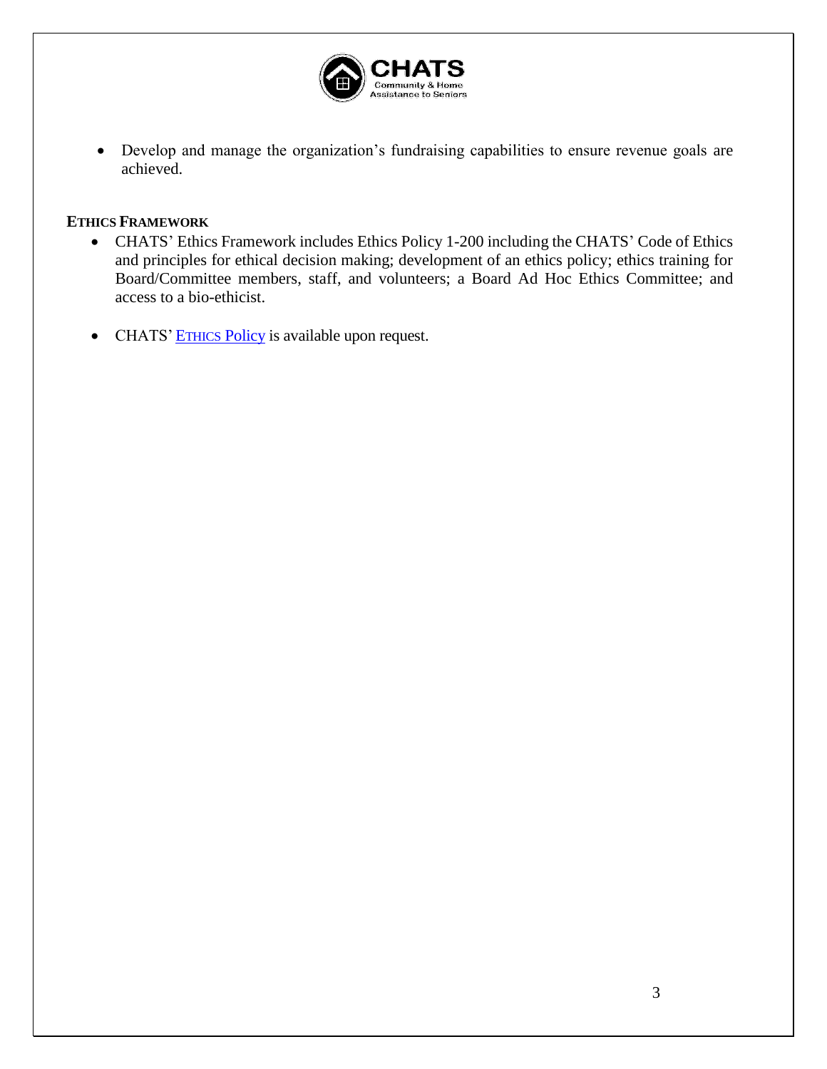- Develop and manage the organization's fundraising capabilities to ensure revenue goals are achieved.

**ETHICS FRAMEWORK**

- CHATS' Ethics Framework includes Ethics Policy 1-200 including the CHATS' Code of Ethics and principles for ethical decision making; development of an ethics policy; ethics training for Board/Committee members, staff, and volunteers; a Board Ad Hoc Ethics Committee; and access to a bio-ethicist.
- CHATS' Ethics Policy is available upon request.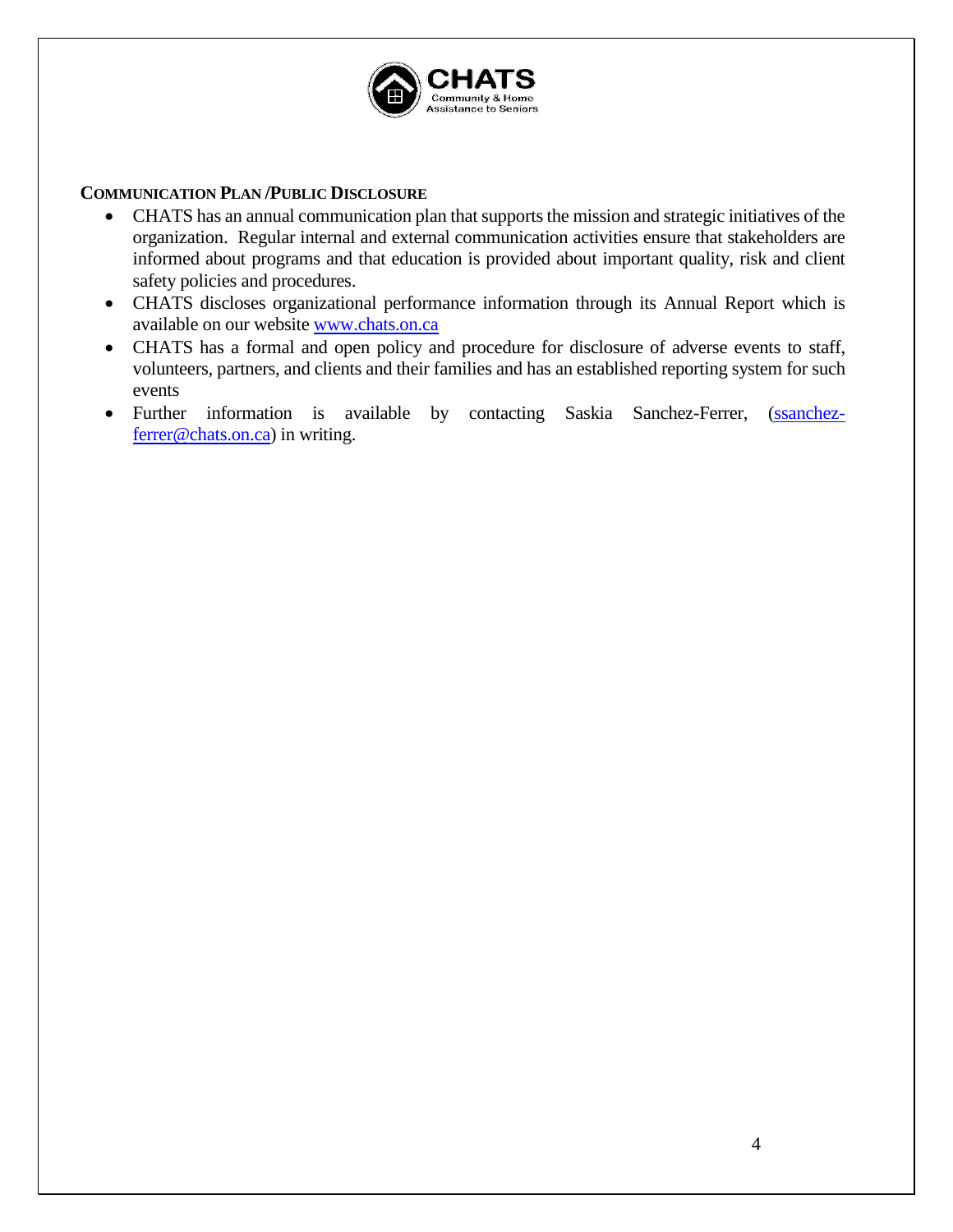**COMMUNICATION PLAN /PUBLIC DISCLOSURE**

- CHATS has an annual communication plan that supports the mission and strategic initiatives of the organization. Regular internal and external communication activities ensure that stakeholders are informed about programs and that education is provided about important quality, risk and client safety policies and procedures.
- CHATS discloses organizational performance information through its Annual Report which is available on our website www.chats.on.ca
- CHATS has a formal and open policy and procedure for disclosure of adverse events to staff, volunteers, partners, and clients and their families and has an established reporting system for such events
- Further information is available by contacting Saskia Sanchez-Ferrer, (ssanchez-ferrer@chats.on.ca) in writing.